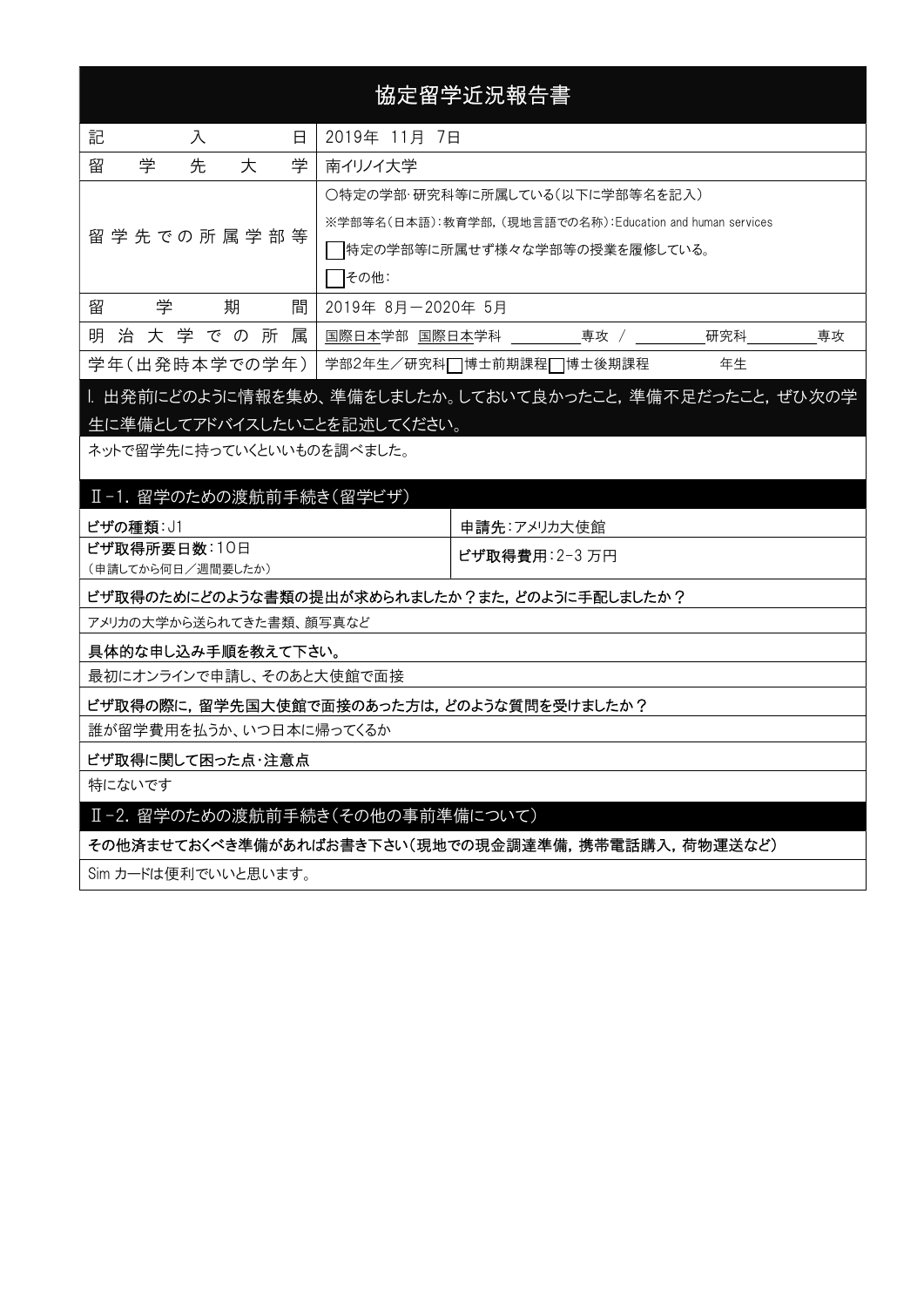# 協定留学近況報告書

| 記入日 | 2019年 11月 7日 |
|---|---|
| 留学先大学 | 南イリノイ大学 |
| 留学先での所属学部等 | ○特定の学部･研究科等に所属している(以下に学部等名を記入)<br>※学部等名(日本語):教育学部,(現地言語での名称):Education and human services<br>☐特定の学部等に所属せず様々な学部等の授業を履修している。<br>☐その他: |
| 留学期間 | 2019年 8月－2020年 5月 |
| 明治大学での所属 | 国際日本学部 国際日本学科 ＿＿＿＿専攻 / ＿＿＿＿研究科＿＿＿＿専攻 |
| 学年(出発時本学での学年) | 学部2年生/研究科☐博士前期課程☐博士後期課程　　　年生 |

## Ⅰ. 出発前にどのように情報を集め、準備をしましたか。しておいて良かったこと，準備不足だったこと，ぜひ次の学生に準備としてアドバイスしたいことを記述してください。

ネットで留学先に持っていくといいものを調べました。

## Ⅱ-1. 留学のための渡航前手続き(留学ビザ)

| **ビザの種類**:J1 | **申請先**:アメリカ大使館 |
|---|---|
| **ビザ取得所要日数**:10日<br>(申請してから何日/週間要したか) | **ビザ取得費用**:2-3 万円 |

**ビザ取得のためにどのような書類の提出が求められましたか?また，どのように手配しましたか?**

アメリカの大学から送られてきた書類、顔写真など

**具体的な申し込み手順を教えて下さい。**

最初にオンラインで申請し、そのあと大使館で面接

**ビザ取得の際に，留学先国大使館で面接のあった方は，どのような質問を受けましたか?**

誰が留学費用を払うか、いつ日本に帰ってくるか

**ビザ取得に関して困った点･注意点**

特にないです

## Ⅱ-2. 留学のための渡航前手続き(その他の事前準備について)

**その他済ませておくべき準備があればお書き下さい(現地での現金調達準備，携帯電話購入，荷物運送など)**

Sim カードは便利でいいと思います。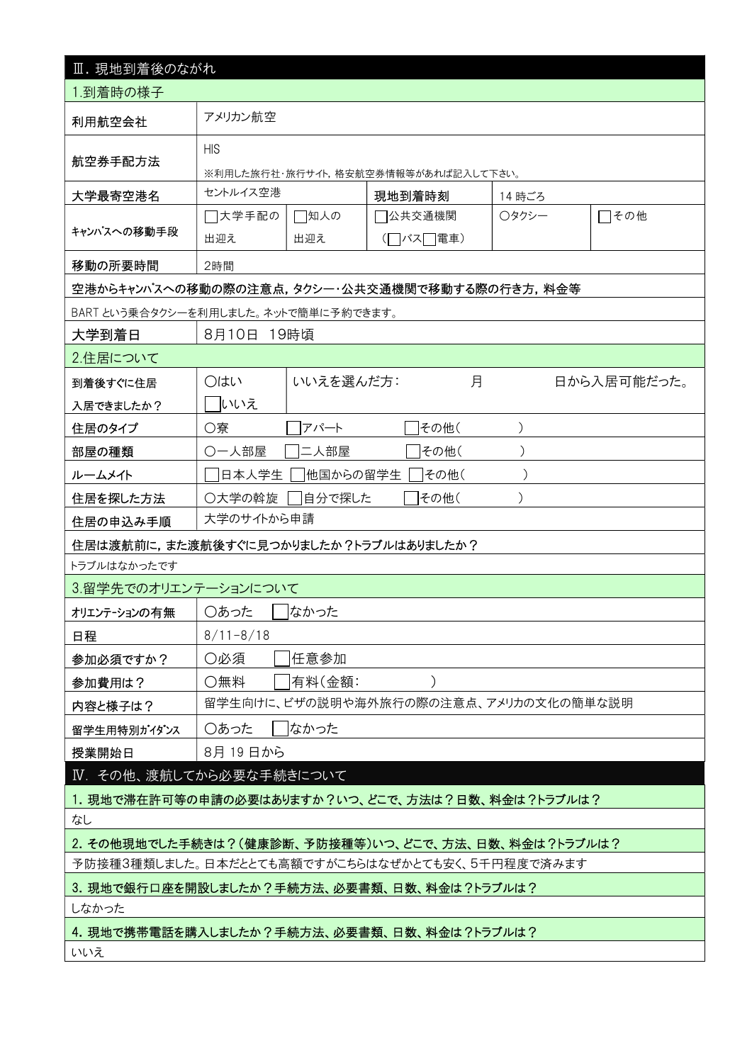## Ⅲ. 現地到着後のながれ

### 1.到着時の様子

| 利用航空会社 | アメリカン航空 | | | |
|---|---|---|---|---|
| 航空券手配方法 | HIS<br>※利用した旅行社･旅行サイト，格安航空券情報等があれば記入して下さい。 | | | |
| 大学最寄空港名 | セントルイス空港 | 現地到着時刻 | 14 時ごろ | |
| キャンパスへの移動手段 | □大学手配の出迎え | □知人の出迎え | □公共交通機関（□バス□電車） | ○タクシー | □その他 |
| 移動の所要時間 | 2時間 | | | |

**空港からキャンパスへの移動の際の注意点，タクシー・公共交通機関で移動する際の行き方，料金等**

BART という乗合タクシーを利用しました。ネットで簡単に予約できます。

| 大学到着日 | 8月10日 19時頃 |
|---|---|

### 2.住居について

| 到着後すぐに住居入居できましたか？ | ○はい<br>□いいえ | いいえを選んだ方：　　月　　日から入居可能だった。 |
|---|---|---|
| 住居のタイプ | ○寮　□アパート　□その他（　　） | |
| 部屋の種類 | ○一人部屋　□二人部屋　□その他（　　） | |
| ルームメイト | □日本人学生　□他国からの留学生　□その他（　　） | |
| 住居を探した方法 | ○大学の斡旋　□自分で探した　□その他（　　） | |
| 住居の申込み手順 | 大学のサイトから申請 | |

**住居は渡航前に，また渡航後すぐに見つかりましたか？トラブルはありましたか？**

トラブルはなかったです

### 3.留学先でのオリエンテーションについて

| オリエンテーションの有無 | ○あった　□なかった |
|---|---|
| 日程 | 8/11-8/18 |
| 参加必須ですか？ | ○必須　□任意参加 |
| 参加費用は？ | ○無料　□有料（金額：　　） |
| 内容と様子は？ | 留学生向けに、ビザの説明や海外旅行の際の注意点、アメリカの文化の簡単な説明 |
| 留学生用特別ガイダンス | ○あった　□なかった |
| 授業開始日 | 8月 19 日から |

## Ⅳ. その他、渡航してから必要な手続きについて

**1. 現地で滞在許可等の申請の必要はありますか？いつ、どこで、方法は？日数、料金は？トラブルは？**

なし

**2. その他現地でした手続きは？（健康診断、予防接種等）いつ、どこで、方法、日数、料金は？トラブルは？**

予防接種3種類しました。日本だととても高額ですがこちらはなぜかとても安く、5千円程度で済みます

**3. 現地で銀行口座を開設しましたか？手続方法、必要書類、日数、料金は？トラブルは？**

しなかった

**4. 現地で携帯電話を購入しましたか？手続方法、必要書類、日数、料金は？トラブルは？**

いいえ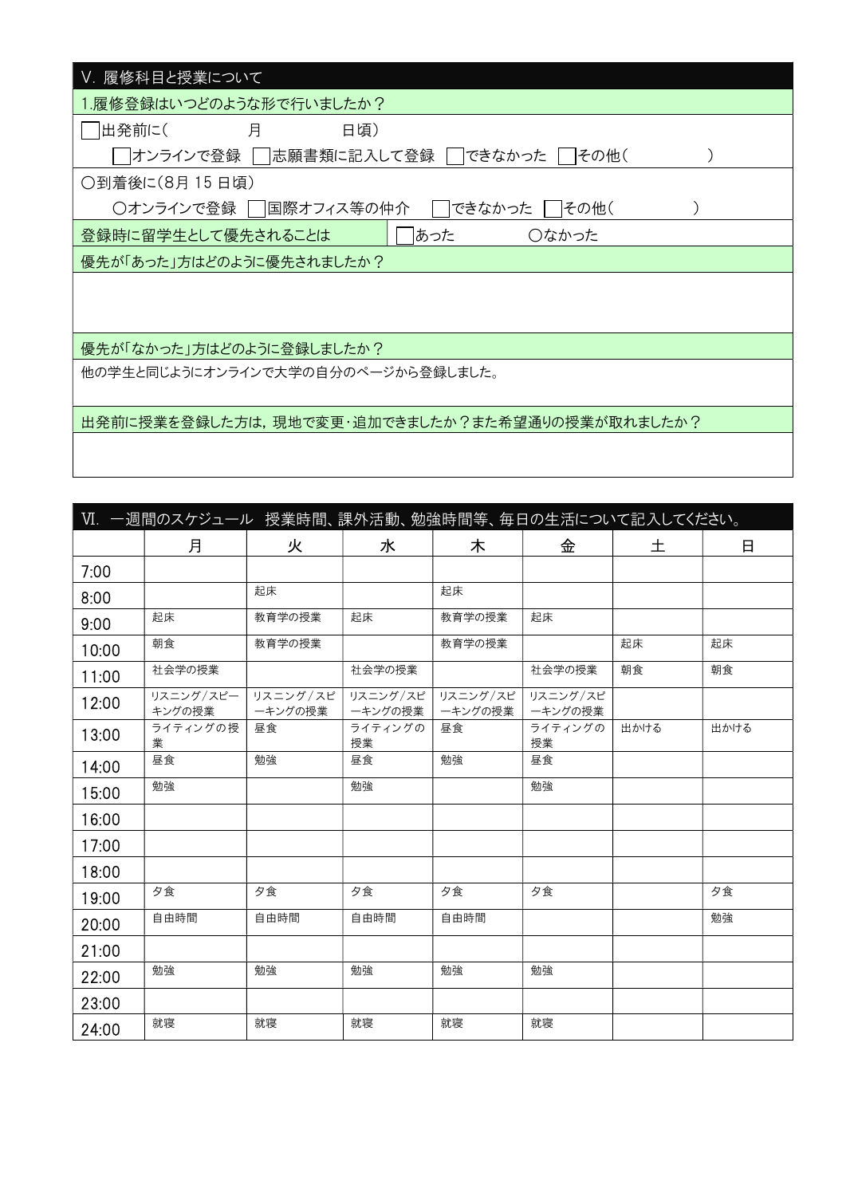## V. 履修科目と授業について

### 1.履修登録はいつどのような形で行いましたか？

☐出発前に(　　　　月　　　　日頃)

　☐オンラインで登録　☐志願書類に記入して登録　☐できなかった　☐その他(　　　　　)

○到着後に(8月 15 日頃)

　○オンラインで登録　☐国際オフィス等の仲介　☐できなかった　☐その他(　　　　　)

| 登録時に留学生として優先されることは | ☐あった　　　　○なかった |
|---|---|

**優先が「あった」方はどのように優先されましたか？**

**優先が「なかった」方はどのように登録しましたか？**

他の学生と同じようにオンラインで大学の自分のページから登録しました。

**出発前に授業を登録した方は，現地で変更･追加できましたか？また希望通りの授業が取れましたか？**

## VI. 一週間のスケジュール　授業時間、課外活動、勉強時間等、毎日の生活について記入してください。

| | 月 | 火 | 水 | 木 | 金 | 土 | 日 |
|---|---|---|---|---|---|---|---|
| 7:00 | | | | | | | |
| 8:00 | | 起床 | | 起床 | | | |
| 9:00 | 起床 | 教育学の授業 | 起床 | 教育学の授業 | 起床 | | |
| 10:00 | 朝食 | 教育学の授業 | | 教育学の授業 | | 起床 | 起床 |
| 11:00 | 社会学の授業 | | 社会学の授業 | | 社会学の授業 | 朝食 | 朝食 |
| 12:00 | リスニング/スピーキングの授業 | リスニング/スピーキングの授業 | リスニング/スピーキングの授業 | リスニング/スピーキングの授業 | リスニング/スピーキングの授業 | | |
| 13:00 | ライティングの授業 | 昼食 | ライティングの授業 | 昼食 | ライティングの授業 | 出かける | 出かける |
| 14:00 | 昼食 | 勉強 | 昼食 | 勉強 | 昼食 | | |
| 15:00 | 勉強 | | 勉強 | | 勉強 | | |
| 16:00 | | | | | | | |
| 17:00 | | | | | | | |
| 18:00 | | | | | | | |
| 19:00 | 夕食 | 夕食 | 夕食 | 夕食 | 夕食 | | 夕食 |
| 20:00 | 自由時間 | 自由時間 | 自由時間 | 自由時間 | | | 勉強 |
| 21:00 | | | | | | | |
| 22:00 | 勉強 | 勉強 | 勉強 | 勉強 | 勉強 | | |
| 23:00 | | | | | | | |
| 24:00 | 就寝 | 就寝 | 就寝 | 就寝 | 就寝 | | |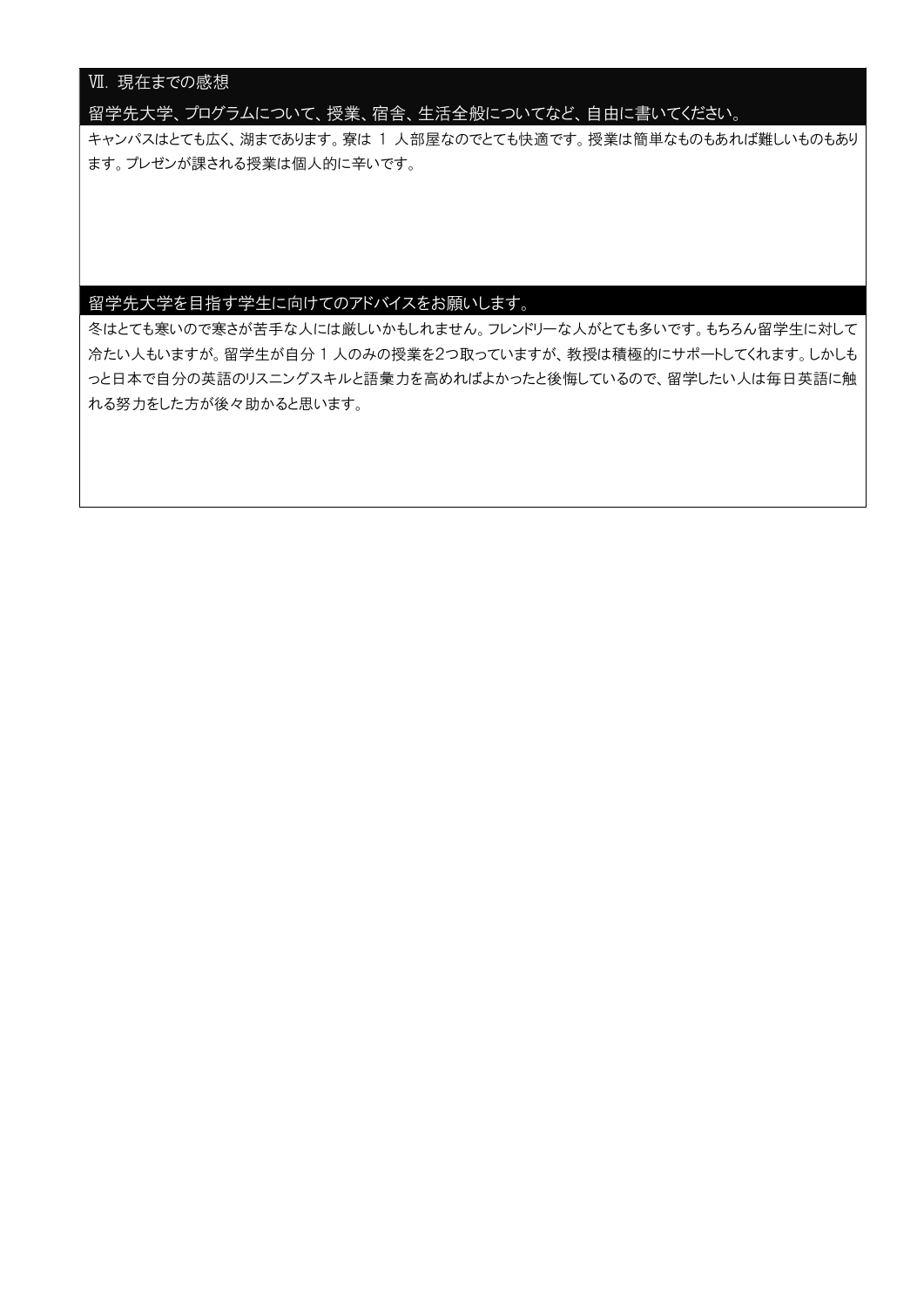## Ⅶ. 現在までの感想

### 留学先大学、プログラムについて、授業、宿舎、生活全般についてなど、自由に書いてください。

キャンパスはとても広く、湖まであります。寮は 1 人部屋なのでとても快適です。授業は簡単なものもあれば難しいものもあります。プレゼンが課される授業は個人的に辛いです。

### 留学先大学を目指す学生に向けてのアドバイスをお願いします。

冬はとても寒いので寒さが苦手な人には厳しいかもしれません。フレンドリーな人がとても多いです。もちろん留学生に対して冷たい人もいますが。留学生が自分 1 人のみの授業を2つ取っていますが、教授は積極的にサポートしてくれます。しかしもっと日本で自分の英語のリスニングスキルと語彙力を高めればよかったと後悔しているので、留学したい人は毎日英語に触れる努力をした方が後々助かると思います。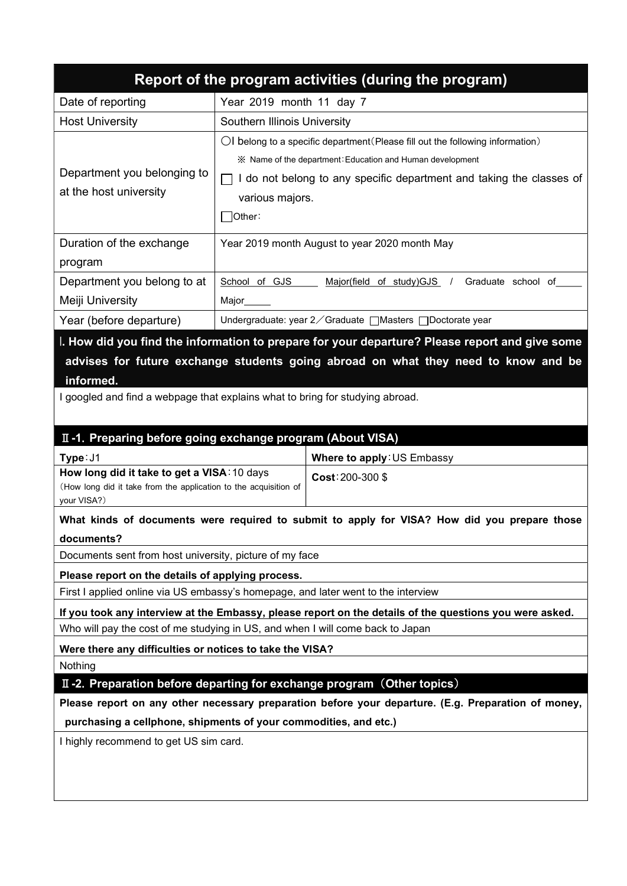# Report of the program activities (during the program)

| Date of reporting | Year 2019 month 11 day 7 |
|---|---|
| Host University | Southern Illinois University |
| Department you belonging to at the host university | ○I belong to a specific department（Please fill out the following information）<br>※ Name of the department：Education and Human development<br>□ I do not belong to any specific department and taking the classes of various majors.<br>□Other： |
| Duration of the exchange program | Year 2019 month August to year 2020 month May |
| Department you belong to at Meiji University | School of GJS　Major(field of study)GJS　/　Graduate school of_____ Major_____ |
| Year (before departure) | Undergraduate: year 2／Graduate □Masters □Doctorate year |

## Ⅰ. How did you find the information to prepare for your departure? Please report and give some advises for future exchange students going abroad on what they need to know and be informed.

I googled and find a webpage that explains what to bring for studying abroad.

## Ⅱ-1. Preparing before going exchange program (About VISA)

| **Type**：J1 | **Where to apply**：US Embassy |
|---|---|
| **How long did it take to get a VISA**：10 days<br>（How long did it take from the application to the acquisition of your VISA?） | **Cost**：200-300 $ |

**What kinds of documents were required to submit to apply for VISA? How did you prepare those documents?**

Documents sent from host university, picture of my face

**Please report on the details of applying process.**

First I applied online via US embassy's homepage, and later went to the interview

**If you took any interview at the Embassy, please report on the details of the questions you were asked.**

Who will pay the cost of me studying in US, and when I will come back to Japan

**Were there any difficulties or notices to take the VISA?**

Nothing

## Ⅱ-2. Preparation before departing for exchange program（Other topics）

**Please report on any other necessary preparation before your departure. (E.g. Preparation of money, purchasing a cellphone, shipments of your commodities, and etc.)**

I highly recommend to get US sim card.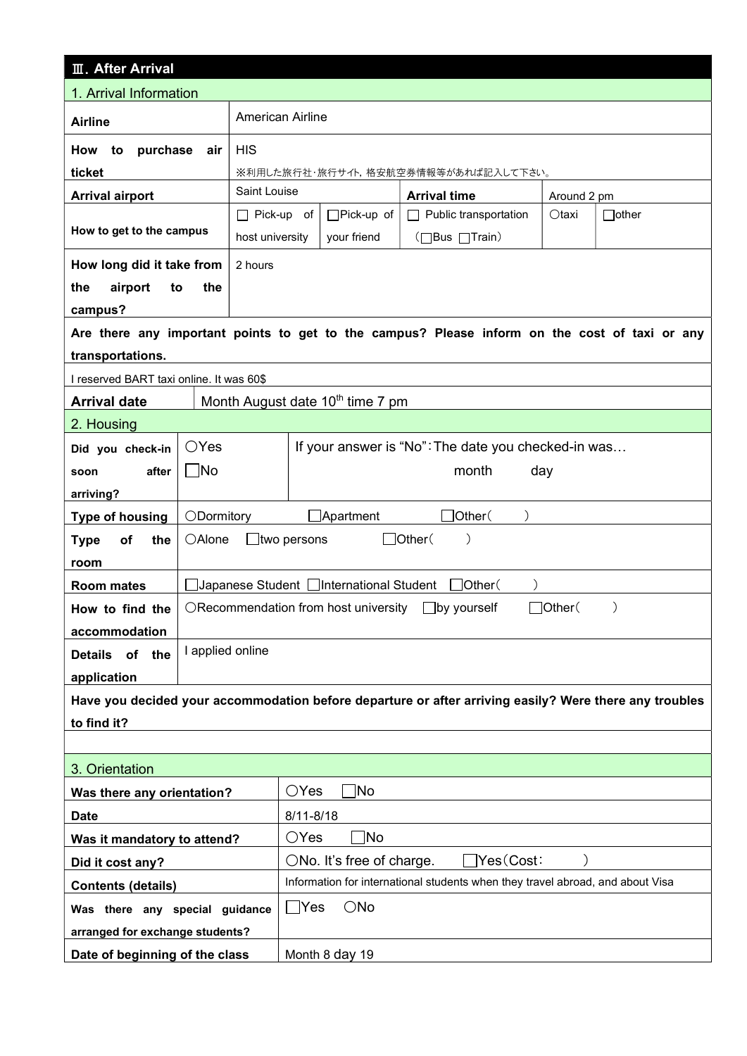## Ⅲ. After Arrival

### 1. Arrival Information

| | | | | | |
|---|---|---|---|---|---|
| **Airline** | American Airline | | | | |
| **How to purchase air ticket** | HIS<br>※利用した旅行社･旅行サイト, 格安航空券情報等があれば記入して下さい。 | | | | |
| **Arrival airport** | Saint Louise | | **Arrival time** | Around 2 pm | |
| **How to get to the campus** | □ Pick-up of host university | □Pick-up of your friend | □ Public transportation (□Bus □Train) | ○taxi | □other |
| **How long did it take from the airport to the campus?** | 2 hours | | | | |

**Are there any important points to get to the campus? Please inform on the cost of taxi or any transportations.**

I reserved BART taxi online. It was 60$

| | |
|---|---|
| **Arrival date** | Month August date 10th time 7 pm |

### 2. Housing

| | | |
|---|---|---|
| **Did you check-in soon after arriving?** | ○Yes<br>□No | If your answer is "No":The date you checked-in was…<br>month day |
| **Type of housing** | ○Dormitory □Apartment □Other( ) | |
| **Type of the room** | ○Alone □two persons □Other( ) | |
| **Room mates** | □Japanese Student □International Student □Other( ) | |
| **How to find the accommodation** | ○Recommendation from host university □by yourself □Other( ) | |
| **Details of the application** | I applied online | |

**Have you decided your accommodation before departure or after arriving easily? Were there any troubles to find it?**

### 3. Orientation

| | |
|---|---|
| **Was there any orientation?** | ○Yes □No |
| **Date** | 8/11-8/18 |
| **Was it mandatory to attend?** | ○Yes □No |
| **Did it cost any?** | ○No. It's free of charge. □Yes(Cost: ) |
| **Contents (details)** | Information for international students when they travel abroad, and about Visa |
| **Was there any special guidance arranged for exchange students?** | □Yes ○No |
| **Date of beginning of the class** | Month 8 day 19 |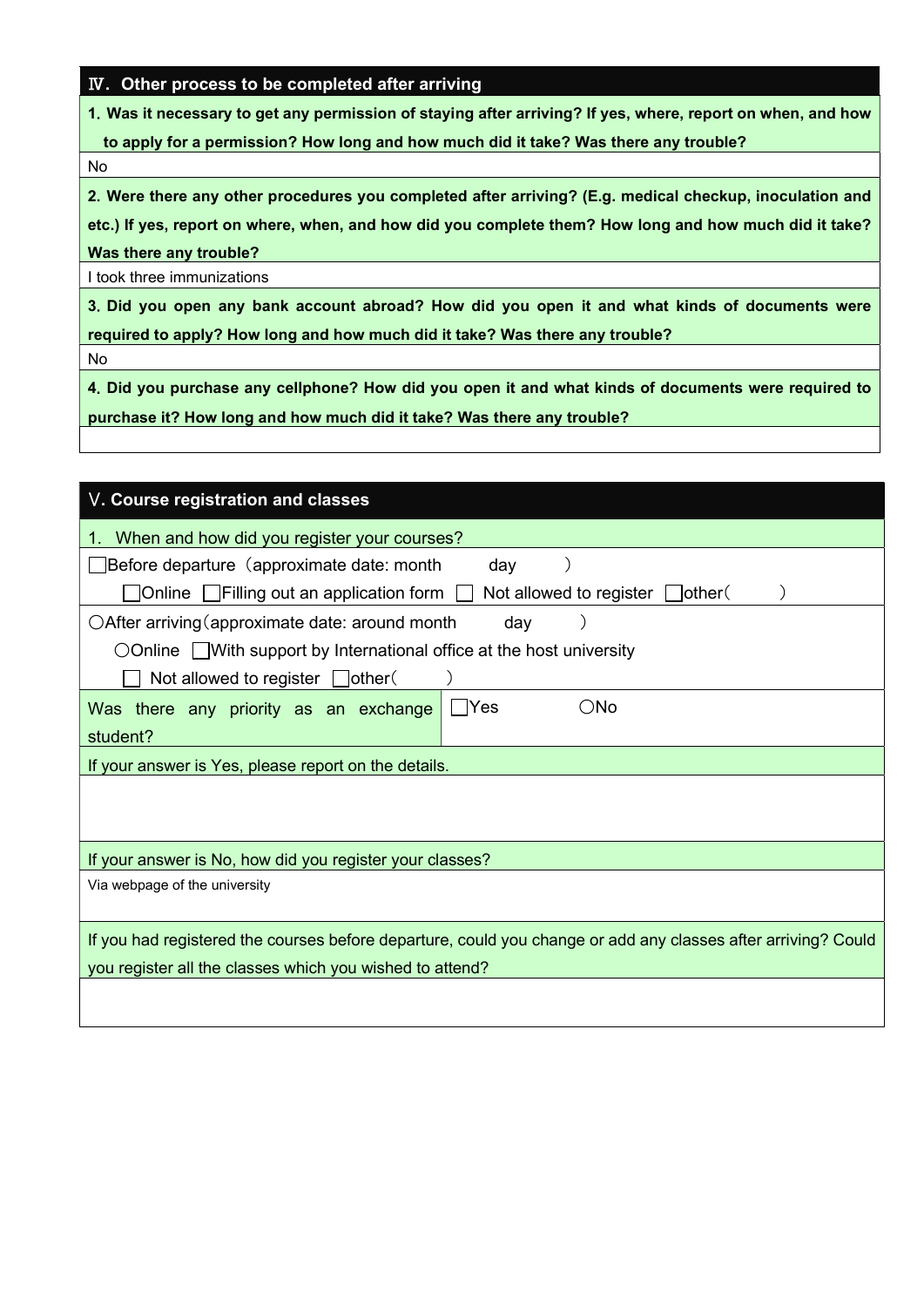## Ⅳ. Other process to be completed after arriving

**1. Was it necessary to get any permission of staying after arriving? If yes, where, report on when, and how to apply for a permission? How long and how much did it take? Was there any trouble?**

No

**2. Were there any other procedures you completed after arriving? (E.g. medical checkup, inoculation and etc.) If yes, report on where, when, and how did you complete them? How long and how much did it take? Was there any trouble?**

I took three immunizations

**3. Did you open any bank account abroad? How did you open it and what kinds of documents were required to apply? How long and how much did it take? Was there any trouble?**

No

**4. Did you purchase any cellphone? How did you open it and what kinds of documents were required to purchase it? How long and how much did it take? Was there any trouble?**

## Ⅴ. Course registration and classes

1. When and how did you register your courses?

☐Before departure（approximate date: month day ）

☐Online ☐Filling out an application form ☐ Not allowed to register ☐other（ ）

〇After arriving（approximate date: around month day ）

〇Online ☐With support by International office at the host university

☐ Not allowed to register ☐other（ ）

| Was there any priority as an exchange student? | ☐Yes 〇No |
|---|---|

If your answer is Yes, please report on the details.

If your answer is No, how did you register your classes?

Via webpage of the university

If you had registered the courses before departure, could you change or add any classes after arriving? Could you register all the classes which you wished to attend?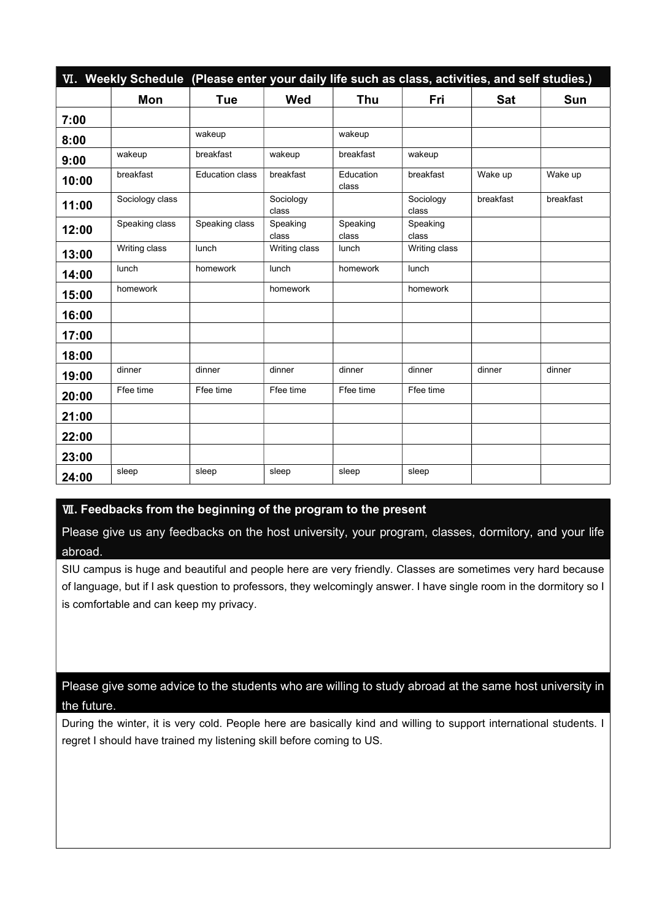## Ⅵ. Weekly Schedule (Please enter your daily life such as class, activities, and self studies.)

| | Mon | Tue | Wed | Thu | Fri | Sat | Sun |
|---|---|---|---|---|---|---|---|
| 7:00 | | | | | | | |
| 8:00 | | wakeup | | wakeup | | | |
| 9:00 | wakeup | breakfast | wakeup | breakfast | wakeup | | |
| 10:00 | breakfast | Education class | breakfast | Education class | breakfast | Wake up | Wake up |
| 11:00 | Sociology class | | Sociology class | | Sociology class | breakfast | breakfast |
| 12:00 | Speaking class | Speaking class | Speaking class | Speaking class | Speaking class | | |
| 13:00 | Writing class | lunch | Writing class | lunch | Writing class | | |
| 14:00 | lunch | homework | lunch | homework | lunch | | |
| 15:00 | homework | | homework | | homework | | |
| 16:00 | | | | | | | |
| 17:00 | | | | | | | |
| 18:00 | | | | | | | |
| 19:00 | dinner | dinner | dinner | dinner | dinner | dinner | dinner |
| 20:00 | Ffee time | Ffee time | Ffee time | Ffee time | Ffee time | | |
| 21:00 | | | | | | | |
| 22:00 | | | | | | | |
| 23:00 | | | | | | | |
| 24:00 | sleep | sleep | sleep | sleep | sleep | | |

## Ⅶ. Feedbacks from the beginning of the program to the present

**Please give us any feedbacks on the host university, your program, classes, dormitory, and your life abroad.**

SIU campus is huge and beautiful and people here are very friendly. Classes are sometimes very hard because of language, but if I ask question to professors, they welcomingly answer. I have single room in the dormitory so I is comfortable and can keep my privacy.

**Please give some advice to the students who are willing to study abroad at the same host university in the future.**

During the winter, it is very cold. People here are basically kind and willing to support international students. I regret I should have trained my listening skill before coming to US.